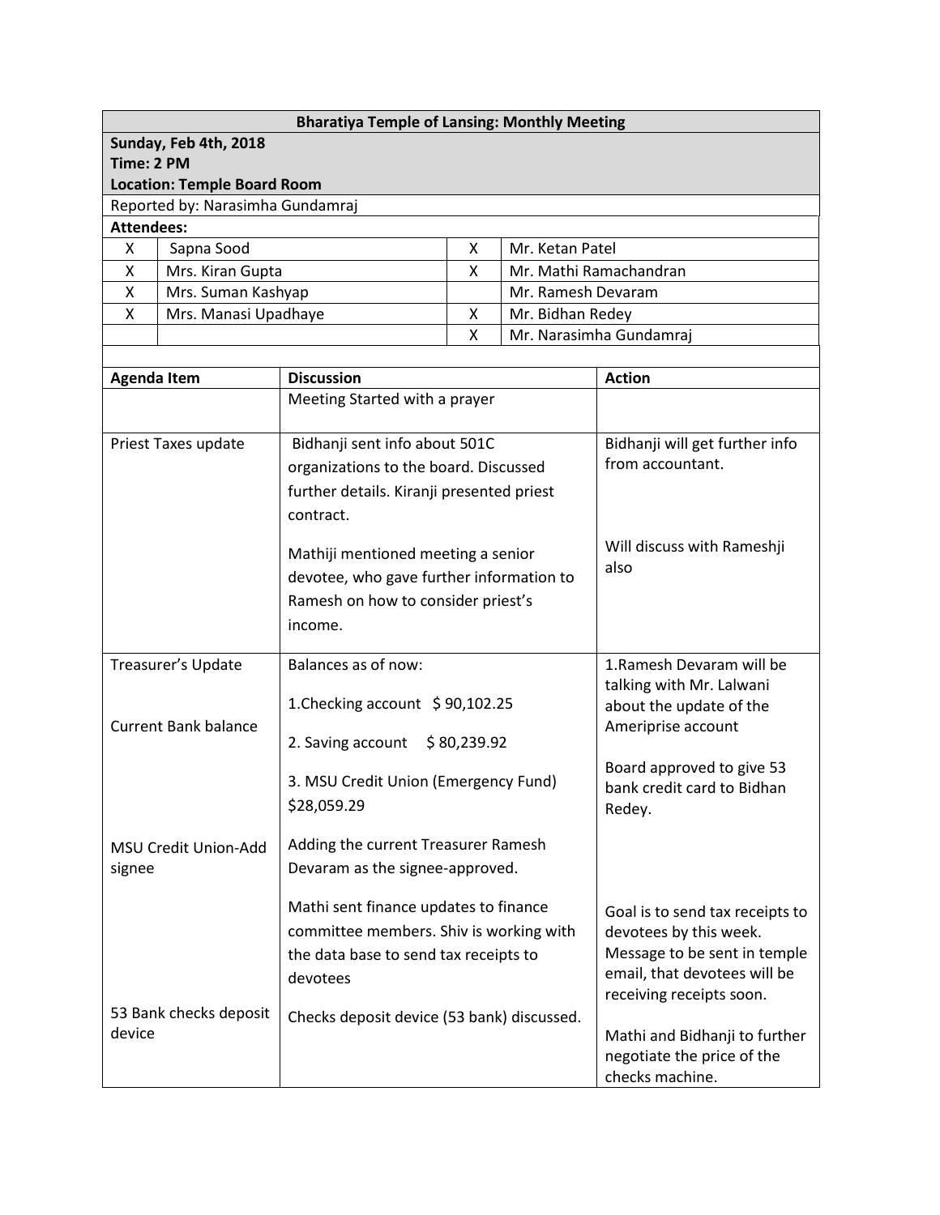**Bharatiya Temple of Lansing: Monthly Meeting**

**Sunday, Feb 4th, 2018**
**Time: 2 PM**
**Location: Temple Board Room**

Reported by: Narasimha Gundamraj

**Attendees:**

| | | | |
|---|---|---|---|
| X | Sapna Sood | X | Mr. Ketan Patel |
| X | Mrs. Kiran Gupta | X | Mr. Mathi Ramachandran |
| X | Mrs. Suman Kashyap | | Mr. Ramesh Devaram |
| X | Mrs. Manasi Upadhaye | X | Mr. Bidhan Redey |
| | | X | Mr. Narasimha Gundamraj |

| Agenda Item | Discussion | Action |
|---|---|---|
| | Meeting Started with a prayer | |
| Priest Taxes update | Bidhanji sent info about 501C organizations to the board. Discussed further details. Kiranji presented priest contract.<br><br>Mathiji mentioned meeting a senior devotee, who gave further information to Ramesh on how to consider priest's income. | Bidhanji will get further info from accountant.<br><br>Will discuss with Rameshji also |
| Treasurer's Update<br><br>Current Bank balance | Balances as of now:<br><br>1.Checking account $ 90,102.25<br><br>2. Saving account $ 80,239.92<br><br>3. MSU Credit Union (Emergency Fund) $28,059.29 | 1.Ramesh Devaram will be talking with Mr. Lalwani about the update of the Ameriprise account<br><br>Board approved to give 53 bank credit card to Bidhan Redey. |
| MSU Credit Union-Add signee | Adding the current Treasurer Ramesh Devaram as the signee-approved.<br><br>Mathi sent finance updates to finance committee members. Shiv is working with the data base to send tax receipts to devotees | Goal is to send tax receipts to devotees by this week. Message to be sent in temple email, that devotees will be receiving receipts soon. |
| 53 Bank checks deposit device | Checks deposit device (53 bank) discussed. | Mathi and Bidhanji to further negotiate the price of the checks machine. |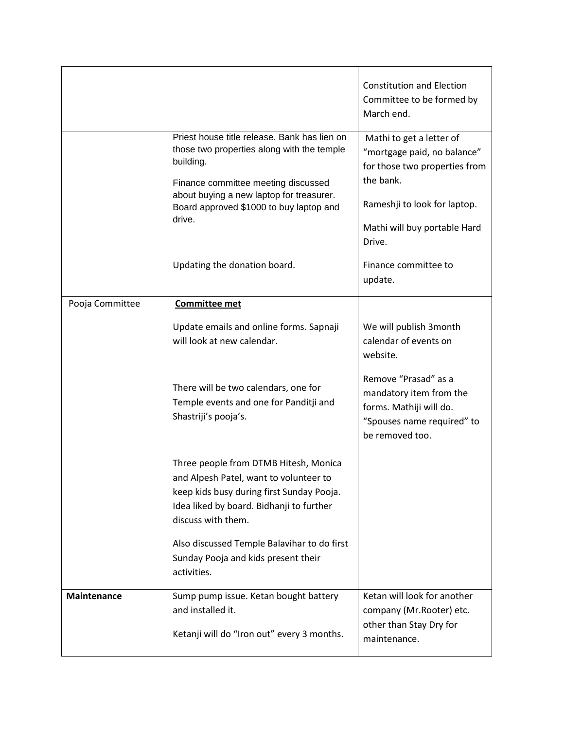| | | |
|---|---|---|
| | | Constitution and Election Committee to be formed by March end. |
| | Priest house title release. Bank has lien on those two properties along with the temple building.<br><br>Finance committee meeting discussed about buying a new laptop for treasurer. Board approved $1000 to buy laptop and drive.<br><br>Updating the donation board. | Mathi to get a letter of "mortgage paid, no balance" for those two properties from the bank.<br><br>Rameshji to look for laptop.<br><br>Mathi will buy portable Hard Drive.<br><br>Finance committee to update. |
| Pooja Committee | **Committee met**<br><br>Update emails and online forms. Sapnaji will look at new calendar.<br><br>There will be two calendars, one for Temple events and one for Panditji and Shastriji's pooja's.<br><br>Three people from DTMB Hitesh, Monica and Alpesh Patel, want to volunteer to keep kids busy during first Sunday Pooja. Idea liked by board. Bidhanji to further discuss with them.<br><br>Also discussed Temple Balavihar to do first Sunday Pooja and kids present their activities. | We will publish 3month calendar of events on website.<br><br>Remove "Prasad" as a mandatory item from the forms. Mathiji will do. "Spouses name required" to be removed too. |
| **Maintenance** | Sump pump issue. Ketan bought battery and installed it.<br><br>Ketanji will do "Iron out" every 3 months. | Ketan will look for another company (Mr.Rooter) etc. other than Stay Dry for maintenance. |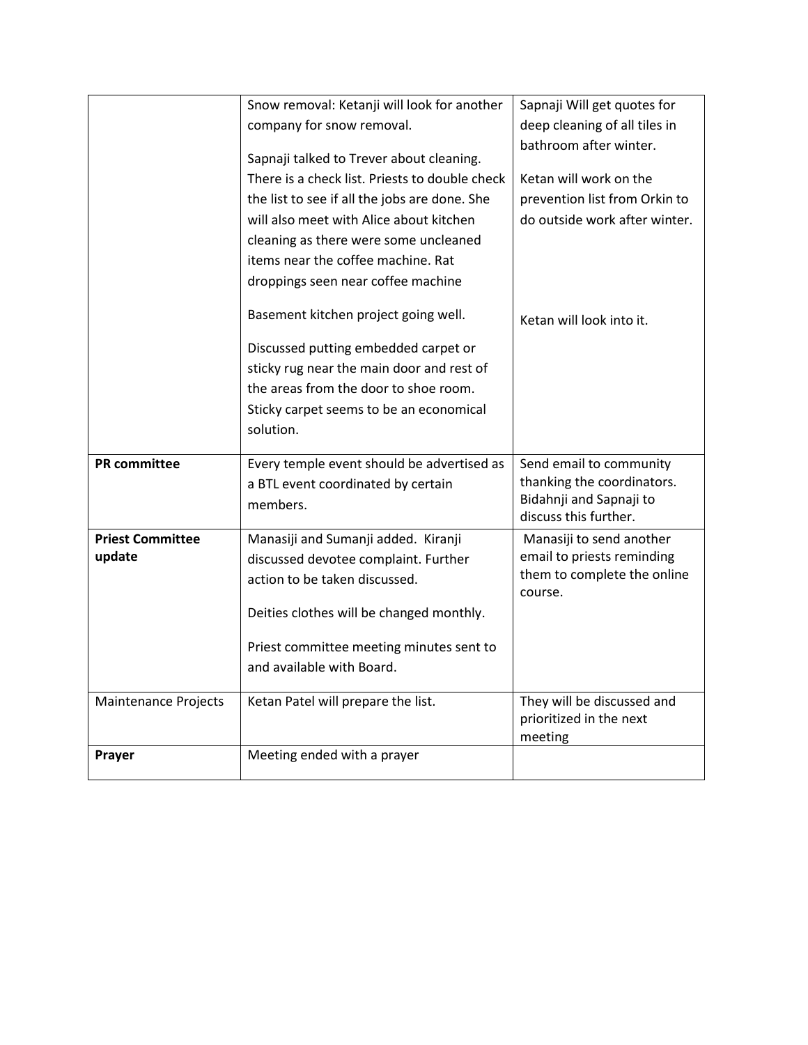| | | |
|---|---|---|
| | Snow removal: Ketanji will look for another company for snow removal.<br><br>Sapnaji talked to Trever about cleaning. There is a check list. Priests to double check the list to see if all the jobs are done. She will also meet with Alice about kitchen cleaning as there were some uncleaned items near the coffee machine. Rat droppings seen near coffee machine<br><br>Basement kitchen project going well.<br><br>Discussed putting embedded carpet or sticky rug near the main door and rest of the areas from the door to shoe room. Sticky carpet seems to be an economical solution. | Sapnaji Will get quotes for deep cleaning of all tiles in bathroom after winter.<br><br>Ketan will work on the prevention list from Orkin to do outside work after winter.<br><br>Ketan will look into it. |
| **PR committee** | Every temple event should be advertised as a BTL event coordinated by certain members. | Send email to community thanking the coordinators. Bidahnji and Sapnaji to discuss this further. |
| **Priest Committee update** | Manasiji and Sumanji added. Kiranji discussed devotee complaint. Further action to be taken discussed.<br><br>Deities clothes will be changed monthly.<br><br>Priest committee meeting minutes sent to and available with Board. | Manasiji to send another email to priests reminding them to complete the online course. |
| Maintenance Projects | Ketan Patel will prepare the list. | They will be discussed and prioritized in the next meeting |
| **Prayer** | Meeting ended with a prayer | |